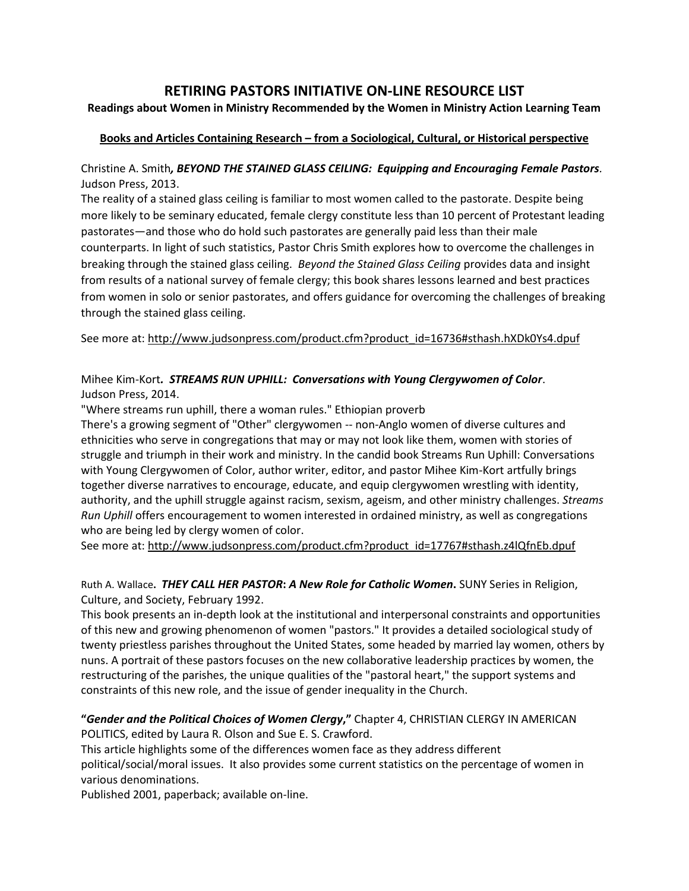# RETIRING PASTORS INITIATIVE ON-LINE RESOURCE LIST

**Readings about Women in Ministry Recommended by the Women in Ministry Action Learning Team**

## Books and Articles Containing Research – from a Sociological, Cultural, or Historical perspective

Christine A. Smith***, BEYOND THE STAINED GLASS CEILING: Equipping and Encouraging Female Pastors***. Judson Press, 2013.

The reality of a stained glass ceiling is familiar to most women called to the pastorate. Despite being more likely to be seminary educated, female clergy constitute less than 10 percent of Protestant leading pastorates—and those who do hold such pastorates are generally paid less than their male counterparts. In light of such statistics, Pastor Chris Smith explores how to overcome the challenges in breaking through the stained glass ceiling. *Beyond the Stained Glass Ceiling* provides data and insight from results of a national survey of female clergy; this book shares lessons learned and best practices from women in solo or senior pastorates, and offers guidance for overcoming the challenges of breaking through the stained glass ceiling.

See more at: http://www.judsonpress.com/product.cfm?product_id=16736#sthash.hXDk0Ys4.dpuf

Mihee Kim-Kort**. *STREAMS RUN UPHILL: Conversations with Young Clergywomen of Color***. Judson Press, 2014.

"Where streams run uphill, there a woman rules." Ethiopian proverb

There's a growing segment of "Other" clergywomen -- non-Anglo women of diverse cultures and ethnicities who serve in congregations that may or may not look like them, women with stories of struggle and triumph in their work and ministry. In the candid book Streams Run Uphill: Conversations with Young Clergywomen of Color, author writer, editor, and pastor Mihee Kim-Kort artfully brings together diverse narratives to encourage, educate, and equip clergywomen wrestling with identity, authority, and the uphill struggle against racism, sexism, ageism, and other ministry challenges. *Streams Run Uphill* offers encouragement to women interested in ordained ministry, as well as congregations who are being led by clergy women of color.

See more at: http://www.judsonpress.com/product.cfm?product_id=17767#sthash.z4lQfnEb.dpuf

Ruth A. Wallace**. *THEY CALL HER PASTOR*: *A New Role for Catholic Women*.** SUNY Series in Religion, Culture, and Society, February 1992.

This book presents an in-depth look at the institutional and interpersonal constraints and opportunities of this new and growing phenomenon of women "pastors." It provides a detailed sociological study of twenty priestless parishes throughout the United States, some headed by married lay women, others by nuns. A portrait of these pastors focuses on the new collaborative leadership practices by women, the restructuring of the parishes, the unique qualities of the "pastoral heart," the support systems and constraints of this new role, and the issue of gender inequality in the Church.

**"*Gender and the Political Choices of Women Clergy*,"** Chapter 4, CHRISTIAN CLERGY IN AMERICAN POLITICS, edited by Laura R. Olson and Sue E. S. Crawford.

This article highlights some of the differences women face as they address different political/social/moral issues. It also provides some current statistics on the percentage of women in various denominations.

Published 2001, paperback; available on-line.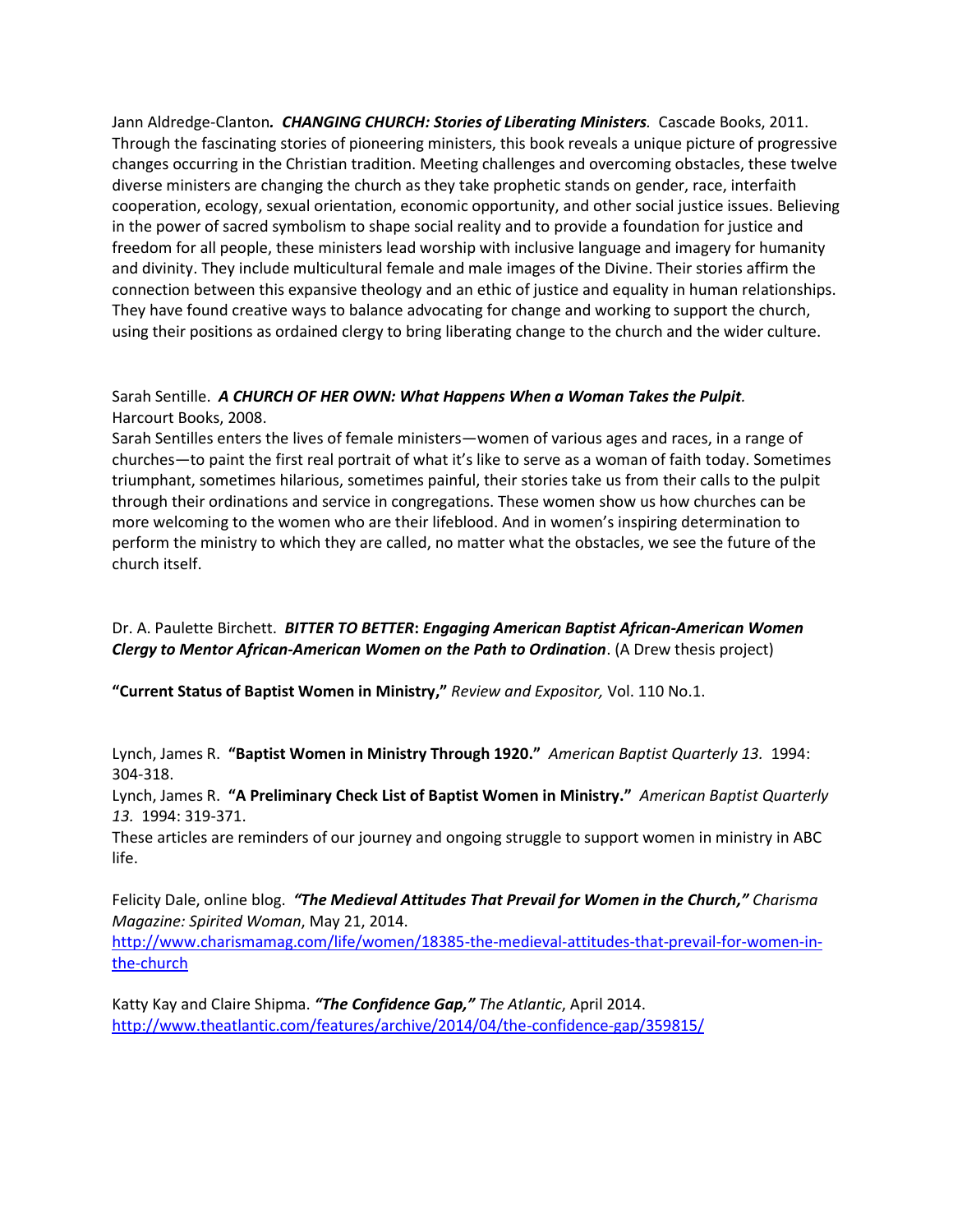Jann Aldredge-Clanton***. CHANGING CHURCH: Stories of Liberating Ministers.*** Cascade Books, 2011. Through the fascinating stories of pioneering ministers, this book reveals a unique picture of progressive changes occurring in the Christian tradition. Meeting challenges and overcoming obstacles, these twelve diverse ministers are changing the church as they take prophetic stands on gender, race, interfaith cooperation, ecology, sexual orientation, economic opportunity, and other social justice issues. Believing in the power of sacred symbolism to shape social reality and to provide a foundation for justice and freedom for all people, these ministers lead worship with inclusive language and imagery for humanity and divinity. They include multicultural female and male images of the Divine. Their stories affirm the connection between this expansive theology and an ethic of justice and equality in human relationships. They have found creative ways to balance advocating for change and working to support the church, using their positions as ordained clergy to bring liberating change to the church and the wider culture.

Sarah Sentille. ***A CHURCH OF HER OWN: What Happens When a Woman Takes the Pulpit***. Harcourt Books, 2008.
Sarah Sentilles enters the lives of female ministers—women of various ages and races, in a range of churches—to paint the first real portrait of what it's like to serve as a woman of faith today. Sometimes triumphant, sometimes hilarious, sometimes painful, their stories take us from their calls to the pulpit through their ordinations and service in congregations. These women show us how churches can be more welcoming to the women who are their lifeblood. And in women's inspiring determination to perform the ministry to which they are called, no matter what the obstacles, we see the future of the church itself.

Dr. A. Paulette Birchett. ***BITTER TO BETTER*: *Engaging American Baptist African-American Women Clergy to Mentor African-American Women on the Path to Ordination***. (A Drew thesis project)

**"Current Status of Baptist Women in Ministry,"** *Review and Expositor,* Vol. 110 No.1.

Lynch, James R. **"Baptist Women in Ministry Through 1920."** *American Baptist Quarterly 13.* 1994: 304-318.
Lynch, James R. **"A Preliminary Check List of Baptist Women in Ministry."** *American Baptist Quarterly 13.* 1994: 319-371.
These articles are reminders of our journey and ongoing struggle to support women in ministry in ABC life.

Felicity Dale, online blog. ***"The Medieval Attitudes That Prevail for Women in the Church,"*** *Charisma Magazine: Spirited Woman*, May 21, 2014.
http://www.charismamag.com/life/women/18385-the-medieval-attitudes-that-prevail-for-women-in-the-church

Katty Kay and Claire Shipma. ***"The Confidence Gap,"*** *The Atlantic*, April 2014.
http://www.theatlantic.com/features/archive/2014/04/the-confidence-gap/359815/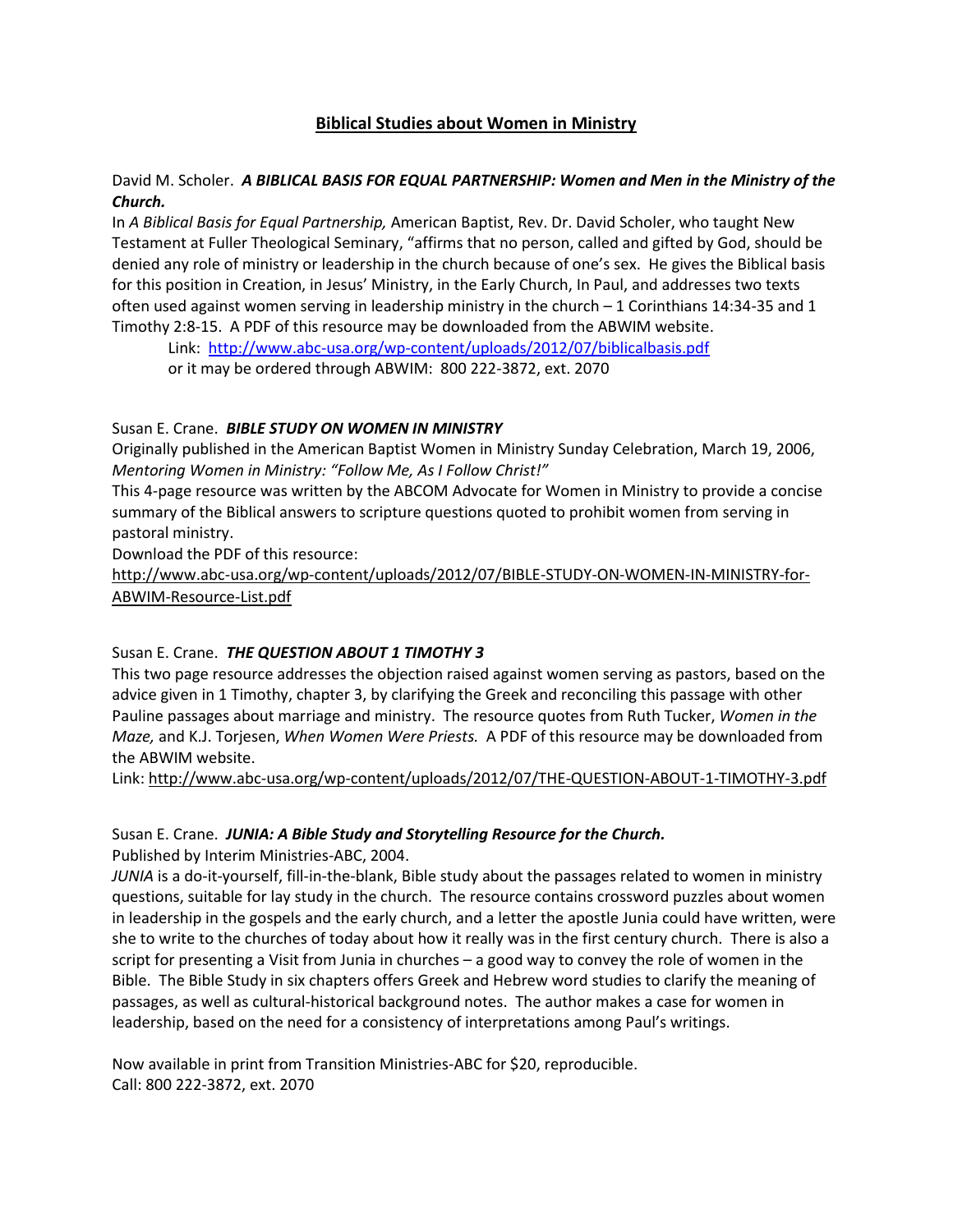# Biblical Studies about Women in Ministry

David M. Scholer. ***A BIBLICAL BASIS FOR EQUAL PARTNERSHIP: Women and Men in the Ministry of the Church.***

In *A Biblical Basis for Equal Partnership,* American Baptist, Rev. Dr. David Scholer, who taught New Testament at Fuller Theological Seminary, "affirms that no person, called and gifted by God, should be denied any role of ministry or leadership in the church because of one's sex. He gives the Biblical basis for this position in Creation, in Jesus' Ministry, in the Early Church, In Paul, and addresses two texts often used against women serving in leadership ministry in the church – 1 Corinthians 14:34-35 and 1 Timothy 2:8-15. A PDF of this resource may be downloaded from the ABWIM website.

Link: [http://www.abc-usa.org/wp-content/uploads/2012/07/biblicalbasis.pdf](http://www.abc-usa.org/wp-content/uploads/2012/07/biblicalbasis.pdf)
or it may be ordered through ABWIM: 800 222-3872, ext. 2070

Susan E. Crane. ***BIBLE STUDY ON WOMEN IN MINISTRY***

Originally published in the American Baptist Women in Ministry Sunday Celebration, March 19, 2006, *Mentoring Women in Ministry: "Follow Me, As I Follow Christ!"*

This 4-page resource was written by the ABCOM Advocate for Women in Ministry to provide a concise summary of the Biblical answers to scripture questions quoted to prohibit women from serving in pastoral ministry.

Download the PDF of this resource:
http://www.abc-usa.org/wp-content/uploads/2012/07/BIBLE-STUDY-ON-WOMEN-IN-MINISTRY-for-ABWIM-Resource-List.pdf

Susan E. Crane. ***THE QUESTION ABOUT 1 TIMOTHY 3***

This two page resource addresses the objection raised against women serving as pastors, based on the advice given in 1 Timothy, chapter 3, by clarifying the Greek and reconciling this passage with other Pauline passages about marriage and ministry. The resource quotes from Ruth Tucker, *Women in the Maze,* and K.J. Torjesen, *When Women Were Priests.* A PDF of this resource may be downloaded from the ABWIM website.

Link: http://www.abc-usa.org/wp-content/uploads/2012/07/THE-QUESTION-ABOUT-1-TIMOTHY-3.pdf

Susan E. Crane. ***JUNIA: A Bible Study and Storytelling Resource for the Church.***

Published by Interim Ministries-ABC, 2004.

*JUNIA* is a do-it-yourself, fill-in-the-blank, Bible study about the passages related to women in ministry questions, suitable for lay study in the church. The resource contains crossword puzzles about women in leadership in the gospels and the early church, and a letter the apostle Junia could have written, were she to write to the churches of today about how it really was in the first century church. There is also a script for presenting a Visit from Junia in churches – a good way to convey the role of women in the Bible. The Bible Study in six chapters offers Greek and Hebrew word studies to clarify the meaning of passages, as well as cultural-historical background notes. The author makes a case for women in leadership, based on the need for a consistency of interpretations among Paul's writings.

Now available in print from Transition Ministries-ABC for $20, reproducible.
Call: 800 222-3872, ext. 2070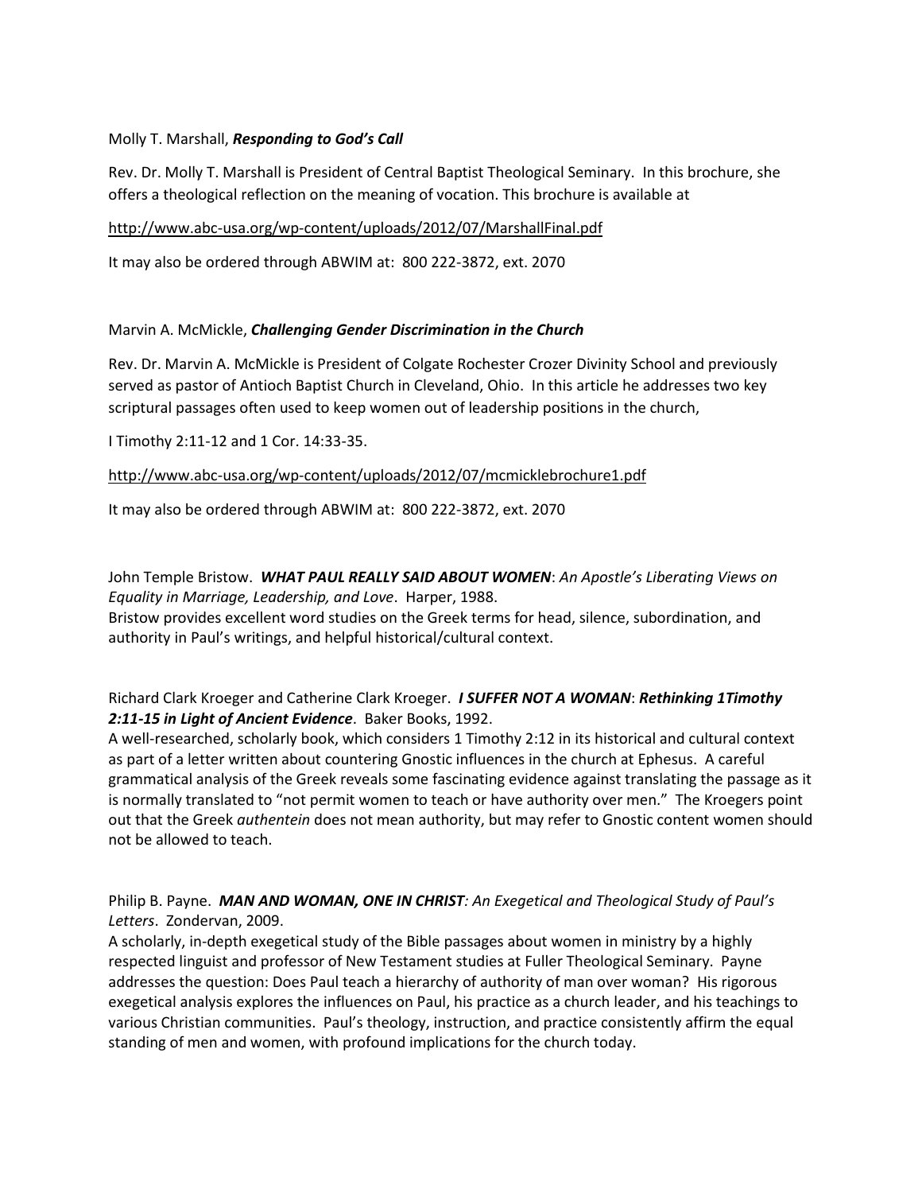Molly T. Marshall, ***Responding to God's Call***

Rev. Dr. Molly T. Marshall is President of Central Baptist Theological Seminary. In this brochure, she offers a theological reflection on the meaning of vocation. This brochure is available at

http://www.abc-usa.org/wp-content/uploads/2012/07/MarshallFinal.pdf

It may also be ordered through ABWIM at: 800 222-3872, ext. 2070

Marvin A. McMickle, ***Challenging Gender Discrimination in the Church***

Rev. Dr. Marvin A. McMickle is President of Colgate Rochester Crozer Divinity School and previously served as pastor of Antioch Baptist Church in Cleveland, Ohio. In this article he addresses two key scriptural passages often used to keep women out of leadership positions in the church,

I Timothy 2:11-12 and 1 Cor. 14:33-35.

http://www.abc-usa.org/wp-content/uploads/2012/07/mcmicklebrochure1.pdf

It may also be ordered through ABWIM at: 800 222-3872, ext. 2070

John Temple Bristow. ***WHAT PAUL REALLY SAID ABOUT WOMEN***: *An Apostle's Liberating Views on Equality in Marriage, Leadership, and Love*. Harper, 1988.
Bristow provides excellent word studies on the Greek terms for head, silence, subordination, and authority in Paul's writings, and helpful historical/cultural context.

Richard Clark Kroeger and Catherine Clark Kroeger. ***I SUFFER NOT A WOMAN***: ***Rethinking 1Timothy 2:11-15 in Light of Ancient Evidence***. Baker Books, 1992.
A well-researched, scholarly book, which considers 1 Timothy 2:12 in its historical and cultural context as part of a letter written about countering Gnostic influences in the church at Ephesus. A careful grammatical analysis of the Greek reveals some fascinating evidence against translating the passage as it is normally translated to "not permit women to teach or have authority over men." The Kroegers point out that the Greek *authentein* does not mean authority, but may refer to Gnostic content women should not be allowed to teach.

Philip B. Payne. ***MAN AND WOMAN, ONE IN CHRIST***: *An Exegetical and Theological Study of Paul's Letters*. Zondervan, 2009.
A scholarly, in-depth exegetical study of the Bible passages about women in ministry by a highly respected linguist and professor of New Testament studies at Fuller Theological Seminary. Payne addresses the question: Does Paul teach a hierarchy of authority of man over woman? His rigorous exegetical analysis explores the influences on Paul, his practice as a church leader, and his teachings to various Christian communities. Paul's theology, instruction, and practice consistently affirm the equal standing of men and women, with profound implications for the church today.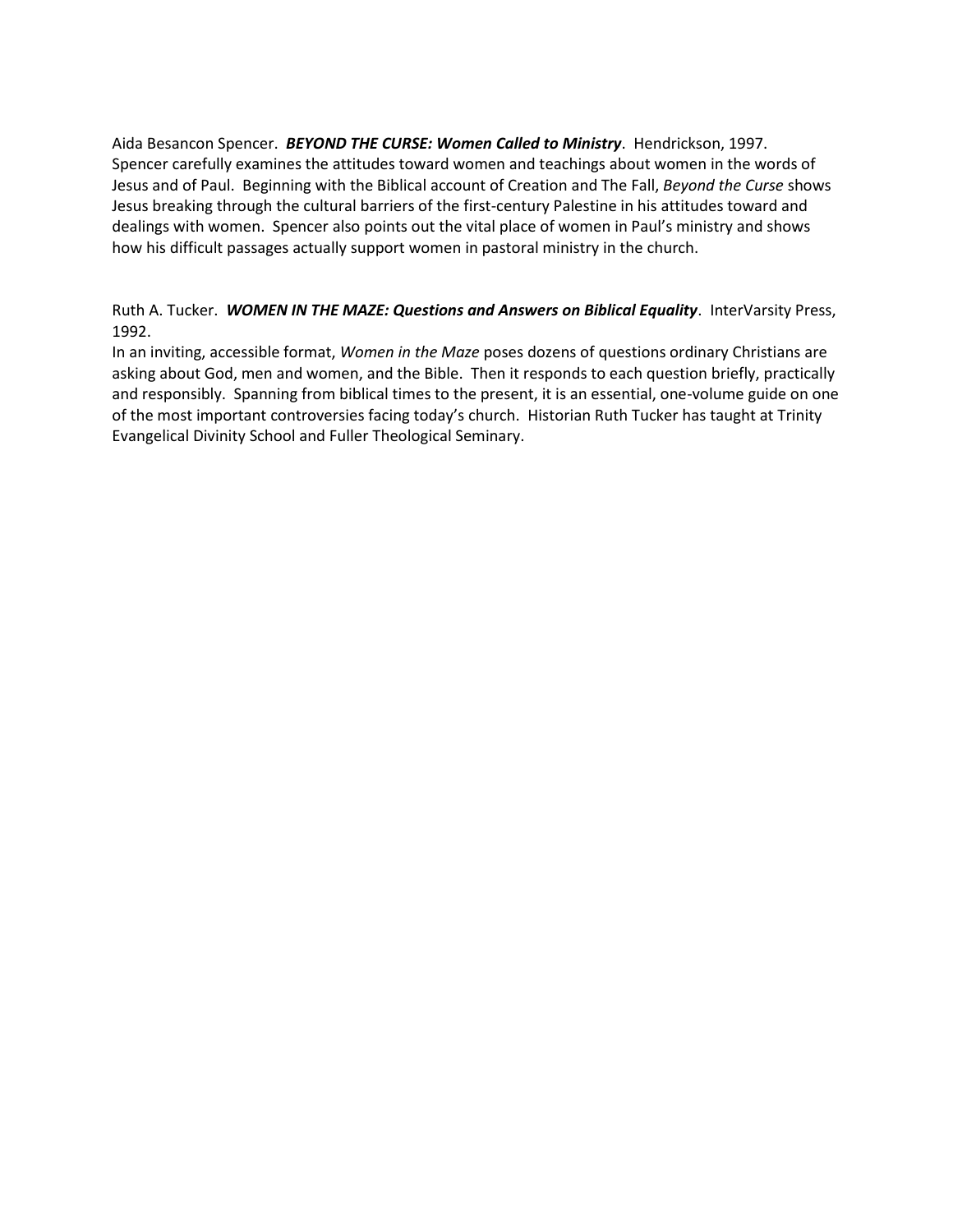Aida Besancon Spencer. ***BEYOND THE CURSE: Women Called to Ministry***. Hendrickson, 1997.
Spencer carefully examines the attitudes toward women and teachings about women in the words of Jesus and of Paul. Beginning with the Biblical account of Creation and The Fall, *Beyond the Curse* shows Jesus breaking through the cultural barriers of the first-century Palestine in his attitudes toward and dealings with women. Spencer also points out the vital place of women in Paul's ministry and shows how his difficult passages actually support women in pastoral ministry in the church.

Ruth A. Tucker. ***WOMEN IN THE MAZE: Questions and Answers on Biblical Equality***. InterVarsity Press, 1992.
In an inviting, accessible format, *Women in the Maze* poses dozens of questions ordinary Christians are asking about God, men and women, and the Bible. Then it responds to each question briefly, practically and responsibly. Spanning from biblical times to the present, it is an essential, one-volume guide on one of the most important controversies facing today's church. Historian Ruth Tucker has taught at Trinity Evangelical Divinity School and Fuller Theological Seminary.